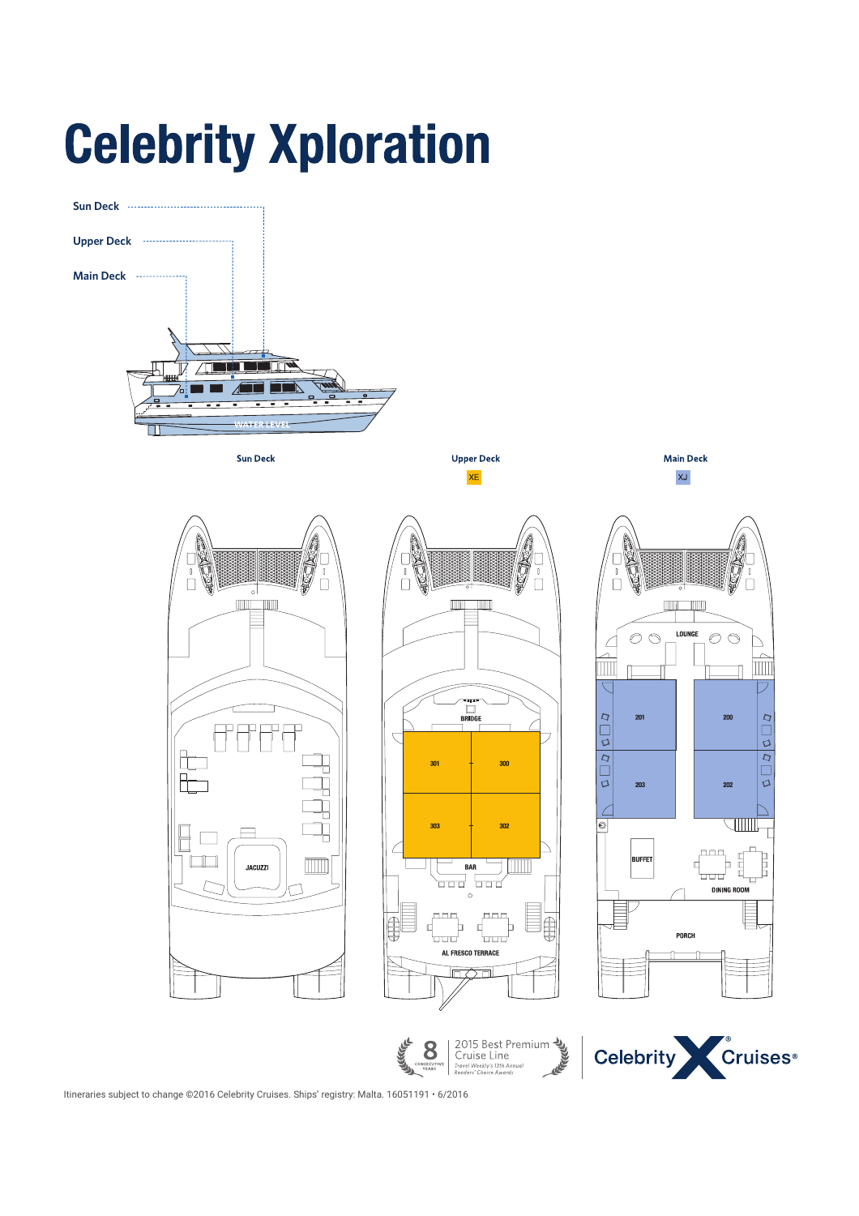# Celebrity Xploration

Sun Deck

Upper Deck

Main Deck

WATER LEVEL

**Sun Deck**

JACUZZI

**Upper Deck**

XE

BRIDGE

301 300

303 302

BAR

AL FRESCO TERRACE

**Main Deck**

XJ

LOUNGE

201 200

203 202

BUFFET

DINING ROOM

PORCH

8 CONSECUTIVE YEARS | 2015 Best Premium Cruise Line *Travel Weekly's 12th Annual Readers' Choice Awards*

Celebrity Cruises®

Itineraries subject to change ©2016 Celebrity Cruises. Ships' registry: Malta. 16051191 • 6/2016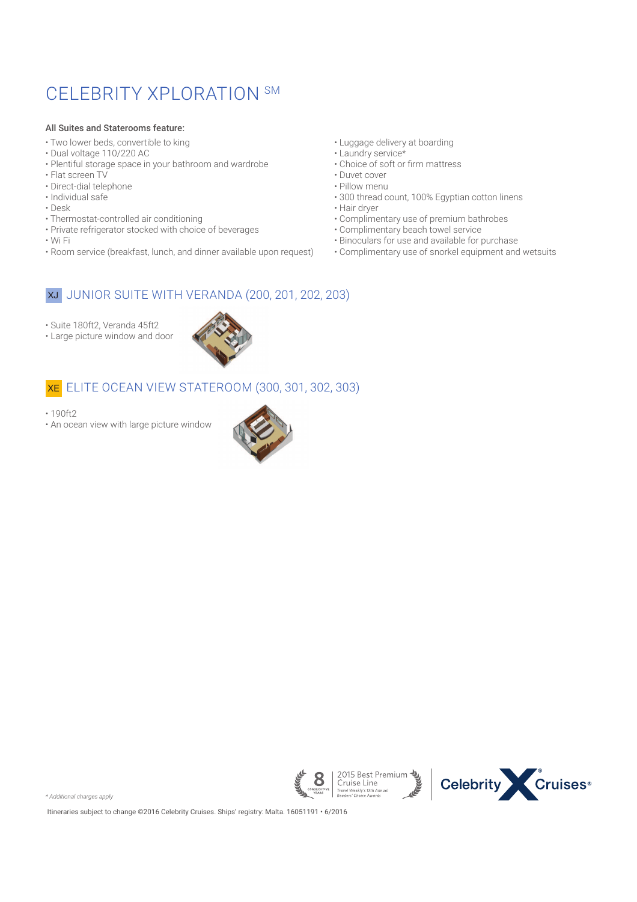# CELEBRITY XPLORATION SM

**All Suites and Staterooms feature:**

- Two lower beds, convertible to king
- Dual voltage 110/220 AC
- Plentiful storage space in your bathroom and wardrobe
- Flat screen TV
- Direct-dial telephone
- Individual safe
- Desk
- Thermostat-controlled air conditioning
- Private refrigerator stocked with choice of beverages
- Wi Fi
- Room service (breakfast, lunch, and dinner available upon request)
- Luggage delivery at boarding
- Laundry service*
- Choice of soft or firm mattress
- Duvet cover
- Pillow menu
- 300 thread count, 100% Egyptian cotton linens
- Hair dryer
- Complimentary use of premium bathrobes
- Complimentary beach towel service
- Binoculars for use and available for purchase
- Complimentary use of snorkel equipment and wetsuits

## XJ JUNIOR SUITE WITH VERANDA (200, 201, 202, 203)

- Suite 180ft2, Veranda 45ft2
- Large picture window and door

## XE ELITE OCEAN VIEW STATEROOM (300, 301, 302, 303)

- 190ft2
- An ocean view with large picture window

*Additional charges apply*

Itineraries subject to change ©2016 Celebrity Cruises. Ships' registry: Malta. 16051191 • 6/2016